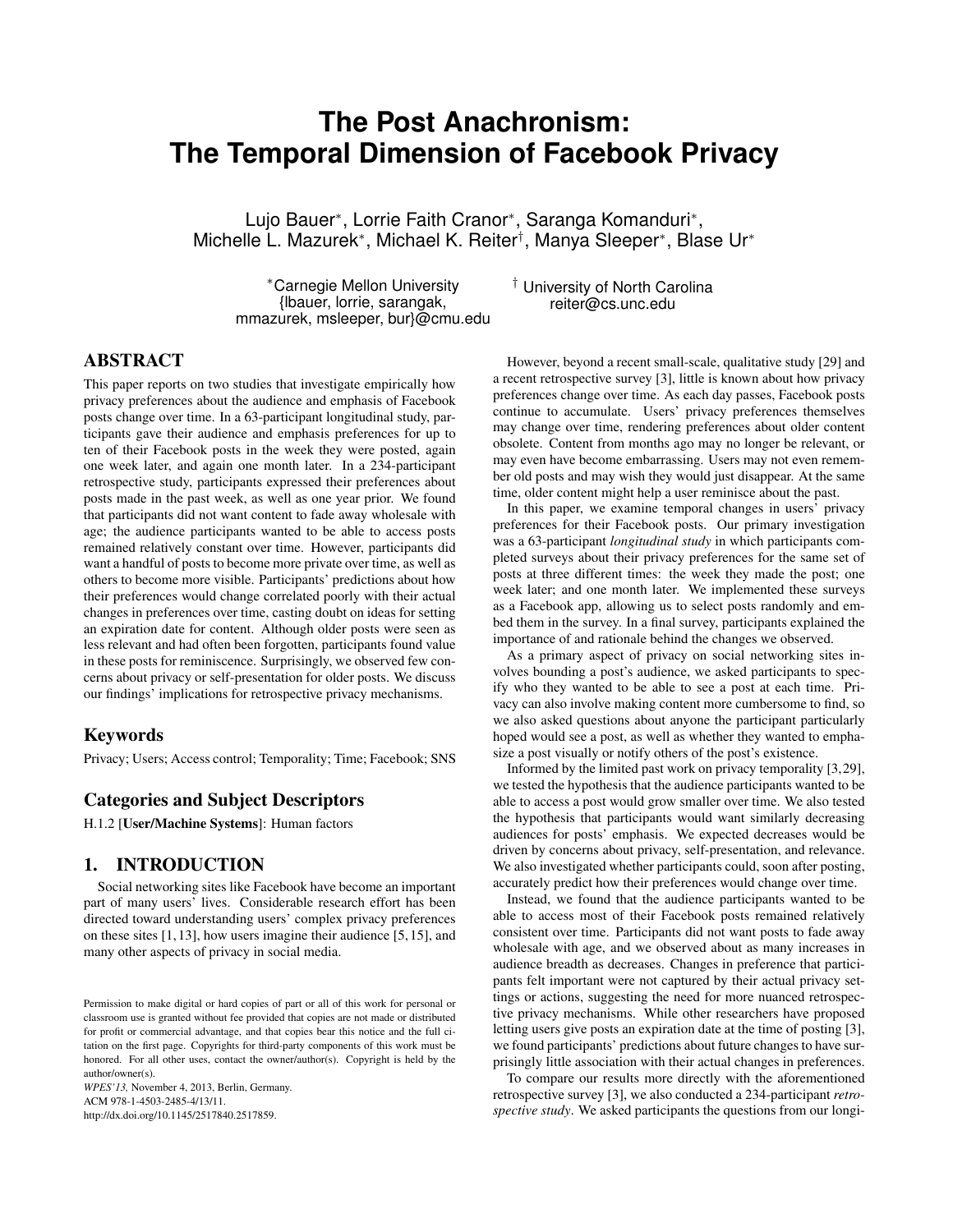# The Post Anachronism: The Temporal Dimension of Facebook Privacy

Lujo Bauer*, Lorrie Faith Cranor*, Saranga Komanduri*, Michelle L. Mazurek*, Michael K. Reiter†, Manya Sleeper*, Blase Ur*

*Carnegie Mellon University
{lbauer, lorrie, sarangak, mmazurek, msleeper, bur}@cmu.edu

† University of North Carolina
reiter@cs.unc.edu

## ABSTRACT

This paper reports on two studies that investigate empirically how privacy preferences about the audience and emphasis of Facebook posts change over time. In a 63-participant longitudinal study, participants gave their audience and emphasis preferences for up to ten of their Facebook posts in the week they were posted, again one week later, and again one month later. In a 234-participant retrospective study, participants expressed their preferences about posts made in the past week, as well as one year prior. We found that participants did not want content to fade away wholesale with age; the audience participants wanted to be able to access posts remained relatively constant over time. However, participants did want a handful of posts to become more private over time, as well as others to become more visible. Participants' predictions about how their preferences would change correlated poorly with their actual changes in preferences over time, casting doubt on ideas for setting an expiration date for content. Although older posts were seen as less relevant and had often been forgotten, participants found value in these posts for reminiscence. Surprisingly, we observed few concerns about privacy or self-presentation for older posts. We discuss our findings' implications for retrospective privacy mechanisms.

### Keywords

Privacy; Users; Access control; Temporality; Time; Facebook; SNS

### Categories and Subject Descriptors

H.1.2 [**User/Machine Systems**]: Human factors

## 1. INTRODUCTION

Social networking sites like Facebook have become an important part of many users' lives. Considerable research effort has been directed toward understanding users' complex privacy preferences on these sites [1, 13], how users imagine their audience [5, 15], and many other aspects of privacy in social media.

Permission to make digital or hard copies of part or all of this work for personal or classroom use is granted without fee provided that copies are not made or distributed for profit or commercial advantage, and that copies bear this notice and the full citation on the first page. Copyrights for third-party components of this work must be honored. For all other uses, contact the owner/author(s). Copyright is held by the author/owner(s).
*WPES'13,* November 4, 2013, Berlin, Germany.
ACM 978-1-4503-2485-4/13/11.
http://dx.doi.org/10.1145/2517840.2517859.

However, beyond a recent small-scale, qualitative study [29] and a recent retrospective survey [3], little is known about how privacy preferences change over time. As each day passes, Facebook posts continue to accumulate. Users' privacy preferences themselves may change over time, rendering preferences about older content obsolete. Content from months ago may no longer be relevant, or may even have become embarrassing. Users may not even remember old posts and may wish they would just disappear. At the same time, older content might help a user reminisce about the past.

In this paper, we examine temporal changes in users' privacy preferences for their Facebook posts. Our primary investigation was a 63-participant *longitudinal study* in which participants completed surveys about their privacy preferences for the same set of posts at three different times: the week they made the post; one week later; and one month later. We implemented these surveys as a Facebook app, allowing us to select posts randomly and embed them in the survey. In a final survey, participants explained the importance of and rationale behind the changes we observed.

As a primary aspect of privacy on social networking sites involves bounding a post's audience, we asked participants to specify who they wanted to be able to see a post at each time. Privacy can also involve making content more cumbersome to find, so we also asked questions about anyone the participant particularly hoped would see a post, as well as whether they wanted to emphasize a post visually or notify others of the post's existence.

Informed by the limited past work on privacy temporality [3,29], we tested the hypothesis that the audience participants wanted to be able to access a post would grow smaller over time. We also tested the hypothesis that participants would want similarly decreasing audiences for posts' emphasis. We expected decreases would be driven by concerns about privacy, self-presentation, and relevance. We also investigated whether participants could, soon after posting, accurately predict how their preferences would change over time.

Instead, we found that the audience participants wanted to be able to access most of their Facebook posts remained relatively consistent over time. Participants did not want posts to fade away wholesale with age, and we observed about as many increases in audience breadth as decreases. Changes in preference that participants felt important were not captured by their actual privacy settings or actions, suggesting the need for more nuanced retrospective privacy mechanisms. While other researchers have proposed letting users give posts an expiration date at the time of posting [3], we found participants' predictions about future changes to have surprisingly little association with their actual changes in preferences.

To compare our results more directly with the aforementioned retrospective survey [3], we also conducted a 234-participant *retrospective study*. We asked participants the questions from our longi-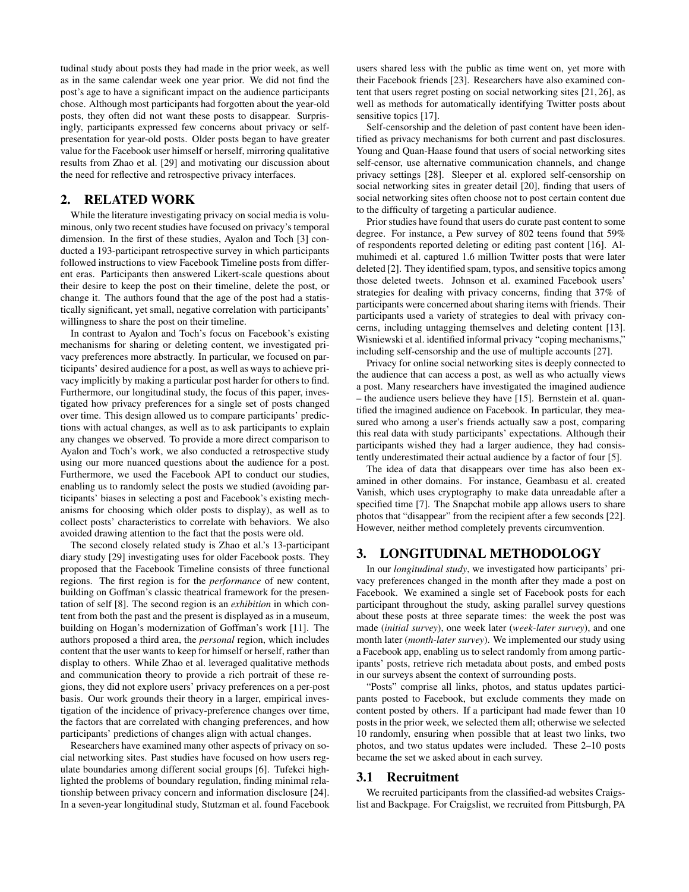tudinal study about posts they had made in the prior week, as well as in the same calendar week one year prior. We did not find the post's age to have a significant impact on the audience participants chose. Although most participants had forgotten about the year-old posts, they often did not want these posts to disappear. Surprisingly, participants expressed few concerns about privacy or self-presentation for year-old posts. Older posts began to have greater value for the Facebook user himself or herself, mirroring qualitative results from Zhao et al. [29] and motivating our discussion about the need for reflective and retrospective privacy interfaces.

## 2. RELATED WORK

While the literature investigating privacy on social media is voluminous, only two recent studies have focused on privacy's temporal dimension. In the first of these studies, Ayalon and Toch [3] conducted a 193-participant retrospective survey in which participants followed instructions to view Facebook Timeline posts from different eras. Participants then answered Likert-scale questions about their desire to keep the post on their timeline, delete the post, or change it. The authors found that the age of the post had a statistically significant, yet small, negative correlation with participants' willingness to share the post on their timeline.

In contrast to Ayalon and Toch's focus on Facebook's existing mechanisms for sharing or deleting content, we investigated privacy preferences more abstractly. In particular, we focused on participants' desired audience for a post, as well as ways to achieve privacy implicitly by making a particular post harder for others to find. Furthermore, our longitudinal study, the focus of this paper, investigated how privacy preferences for a single set of posts changed over time. This design allowed us to compare participants' predictions with actual changes, as well as to ask participants to explain any changes we observed. To provide a more direct comparison to Ayalon and Toch's work, we also conducted a retrospective study using our more nuanced questions about the audience for a post. Furthermore, we used the Facebook API to conduct our studies, enabling us to randomly select the posts we studied (avoiding participants' biases in selecting a post and Facebook's existing mechanisms for choosing which older posts to display), as well as to collect posts' characteristics to correlate with behaviors. We also avoided drawing attention to the fact that the posts were old.

The second closely related study is Zhao et al.'s 13-participant diary study [29] investigating uses for older Facebook posts. They proposed that the Facebook Timeline consists of three functional regions. The first region is for the *performance* of new content, building on Goffman's classic theatrical framework for the presentation of self [8]. The second region is an *exhibition* in which content from both the past and the present is displayed as in a museum, building on Hogan's modernization of Goffman's work [11]. The authors proposed a third area, the *personal* region, which includes content that the user wants to keep for himself or herself, rather than display to others. While Zhao et al. leveraged qualitative methods and communication theory to provide a rich portrait of these regions, they did not explore users' privacy preferences on a per-post basis. Our work grounds their theory in a larger, empirical investigation of the incidence of privacy-preference changes over time, the factors that are correlated with changing preferences, and how participants' predictions of changes align with actual changes.

Researchers have examined many other aspects of privacy on social networking sites. Past studies have focused on how users regulate boundaries among different social groups [6]. Tufekci highlighted the problems of boundary regulation, finding minimal relationship between privacy concern and information disclosure [24]. In a seven-year longitudinal study, Stutzman et al. found Facebook users shared less with the public as time went on, yet more with their Facebook friends [23]. Researchers have also examined content that users regret posting on social networking sites [21, 26], as well as methods for automatically identifying Twitter posts about sensitive topics [17].

Self-censorship and the deletion of past content have been identified as privacy mechanisms for both current and past disclosures. Young and Quan-Haase found that users of social networking sites self-censor, use alternative communication channels, and change privacy settings [28]. Sleeper et al. explored self-censorship on social networking sites in greater detail [20], finding that users of social networking sites often choose not to post certain content due to the difficulty of targeting a particular audience.

Prior studies have found that users do curate past content to some degree. For instance, a Pew survey of 802 teens found that 59% of respondents reported deleting or editing past content [16]. Almuhimedi et al. captured 1.6 million Twitter posts that were later deleted [2]. They identified spam, typos, and sensitive topics among those deleted tweets. Johnson et al. examined Facebook users' strategies for dealing with privacy concerns, finding that 37% of participants were concerned about sharing items with friends. Their participants used a variety of strategies to deal with privacy concerns, including untagging themselves and deleting content [13]. Wisniewski et al. identified informal privacy "coping mechanisms," including self-censorship and the use of multiple accounts [27].

Privacy for online social networking sites is deeply connected to the audience that can access a post, as well as who actually views a post. Many researchers have investigated the imagined audience – the audience users believe they have [15]. Bernstein et al. quantified the imagined audience on Facebook. In particular, they measured who among a user's friends actually saw a post, comparing this real data with study participants' expectations. Although their participants wished they had a larger audience, they had consistently underestimated their actual audience by a factor of four [5].

The idea of data that disappears over time has also been examined in other domains. For instance, Geambasu et al. created Vanish, which uses cryptography to make data unreadable after a specified time [7]. The Snapchat mobile app allows users to share photos that "disappear" from the recipient after a few seconds [22]. However, neither method completely prevents circumvention.

## 3. LONGITUDINAL METHODOLOGY

In our *longitudinal study*, we investigated how participants' privacy preferences changed in the month after they made a post on Facebook. We examined a single set of Facebook posts for each participant throughout the study, asking parallel survey questions about these posts at three separate times: the week the post was made (*initial survey*), one week later (*week-later survey*), and one month later (*month-later survey*). We implemented our study using a Facebook app, enabling us to select randomly from among participants' posts, retrieve rich metadata about posts, and embed posts in our surveys absent the context of surrounding posts.

"Posts" comprise all links, photos, and status updates participants posted to Facebook, but exclude comments they made on content posted by others. If a participant had made fewer than 10 posts in the prior week, we selected them all; otherwise we selected 10 randomly, ensuring when possible that at least two links, two photos, and two status updates were included. These 2–10 posts became the set we asked about in each survey.

### 3.1 Recruitment

We recruited participants from the classified-ad websites Craigslist and Backpage. For Craigslist, we recruited from Pittsburgh, PA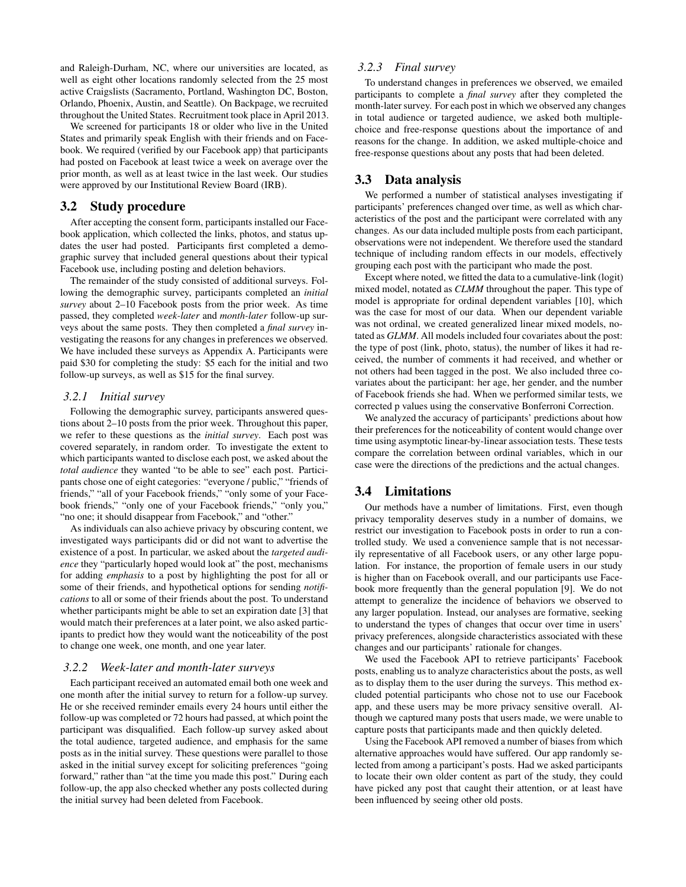and Raleigh-Durham, NC, where our universities are located, as well as eight other locations randomly selected from the 25 most active Craigslists (Sacramento, Portland, Washington DC, Boston, Orlando, Phoenix, Austin, and Seattle). On Backpage, we recruited throughout the United States. Recruitment took place in April 2013.

We screened for participants 18 or older who live in the United States and primarily speak English with their friends and on Facebook. We required (verified by our Facebook app) that participants had posted on Facebook at least twice a week on average over the prior month, as well as at least twice in the last week. Our studies were approved by our Institutional Review Board (IRB).

## 3.2 Study procedure

After accepting the consent form, participants installed our Facebook application, which collected the links, photos, and status updates the user had posted. Participants first completed a demographic survey that included general questions about their typical Facebook use, including posting and deletion behaviors.

The remainder of the study consisted of additional surveys. Following the demographic survey, participants completed an *initial survey* about 2–10 Facebook posts from the prior week. As time passed, they completed *week-later* and *month-later* follow-up surveys about the same posts. They then completed a *final survey* investigating the reasons for any changes in preferences we observed. We have included these surveys as Appendix A. Participants were paid $30 for completing the study: $5 each for the initial and two follow-up surveys, as well as $15 for the final survey.

### 3.2.1 Initial survey

Following the demographic survey, participants answered questions about 2–10 posts from the prior week. Throughout this paper, we refer to these questions as the *initial survey*. Each post was covered separately, in random order. To investigate the extent to which participants wanted to disclose each post, we asked about the *total audience* they wanted "to be able to see" each post. Participants chose one of eight categories: "everyone / public," "friends of friends," "all of your Facebook friends," "only some of your Facebook friends," "only one of your Facebook friends," "only you," "no one; it should disappear from Facebook," and "other."

As individuals can also achieve privacy by obscuring content, we investigated ways participants did or did not want to advertise the existence of a post. In particular, we asked about the *targeted audience* they "particularly hoped would look at" the post, mechanisms for adding *emphasis* to a post by highlighting the post for all or some of their friends, and hypothetical options for sending *notifications* to all or some of their friends about the post. To understand whether participants might be able to set an expiration date [3] that would match their preferences at a later point, we also asked participants to predict how they would want the noticeability of the post to change one week, one month, and one year later.

### 3.2.2 Week-later and month-later surveys

Each participant received an automated email both one week and one month after the initial survey to return for a follow-up survey. He or she received reminder emails every 24 hours until either the follow-up was completed or 72 hours had passed, at which point the participant was disqualified. Each follow-up survey asked about the total audience, targeted audience, and emphasis for the same posts as in the initial survey. These questions were parallel to those asked in the initial survey except for soliciting preferences "going forward," rather than "at the time you made this post." During each follow-up, the app also checked whether any posts collected during the initial survey had been deleted from Facebook.

### 3.2.3 Final survey

To understand changes in preferences we observed, we emailed participants to complete a *final survey* after they completed the month-later survey. For each post in which we observed any changes in total audience or targeted audience, we asked both multiple-choice and free-response questions about the importance of and reasons for the change. In addition, we asked multiple-choice and free-response questions about any posts that had been deleted.

## 3.3 Data analysis

We performed a number of statistical analyses investigating if participants' preferences changed over time, as well as which characteristics of the post and the participant were correlated with any changes. As our data included multiple posts from each participant, observations were not independent. We therefore used the standard technique of including random effects in our models, effectively grouping each post with the participant who made the post.

Except where noted, we fitted the data to a cumulative-link (logit) mixed model, notated as *CLMM* throughout the paper. This type of model is appropriate for ordinal dependent variables [10], which was the case for most of our data. When our dependent variable was not ordinal, we created generalized linear mixed models, notated as *GLMM*. All models included four covariates about the post: the type of post (link, photo, status), the number of likes it had received, the number of comments it had received, and whether or not others had been tagged in the post. We also included three covariates about the participant: her age, her gender, and the number of Facebook friends she had. When we performed similar tests, we corrected p values using the conservative Bonferroni Correction.

We analyzed the accuracy of participants' predictions about how their preferences for the noticeability of content would change over time using asymptotic linear-by-linear association tests. These tests compare the correlation between ordinal variables, which in our case were the directions of the predictions and the actual changes.

## 3.4 Limitations

Our methods have a number of limitations. First, even though privacy temporality deserves study in a number of domains, we restrict our investigation to Facebook posts in order to run a controlled study. We used a convenience sample that is not necessarily representative of all Facebook users, or any other large population. For instance, the proportion of female users in our study is higher than on Facebook overall, and our participants use Facebook more frequently than the general population [9]. We do not attempt to generalize the incidence of behaviors we observed to any larger population. Instead, our analyses are formative, seeking to understand the types of changes that occur over time in users' privacy preferences, alongside characteristics associated with these changes and our participants' rationale for changes.

We used the Facebook API to retrieve participants' Facebook posts, enabling us to analyze characteristics about the posts, as well as to display them to the user during the surveys. This method excluded potential participants who chose not to use our Facebook app, and these users may be more privacy sensitive overall. Although we captured many posts that users made, we were unable to capture posts that participants made and then quickly deleted.

Using the Facebook API removed a number of biases from which alternative approaches would have suffered. Our app randomly selected from among a participant's posts. Had we asked participants to locate their own older content as part of the study, they could have picked any post that caught their attention, or at least have been influenced by seeing other old posts.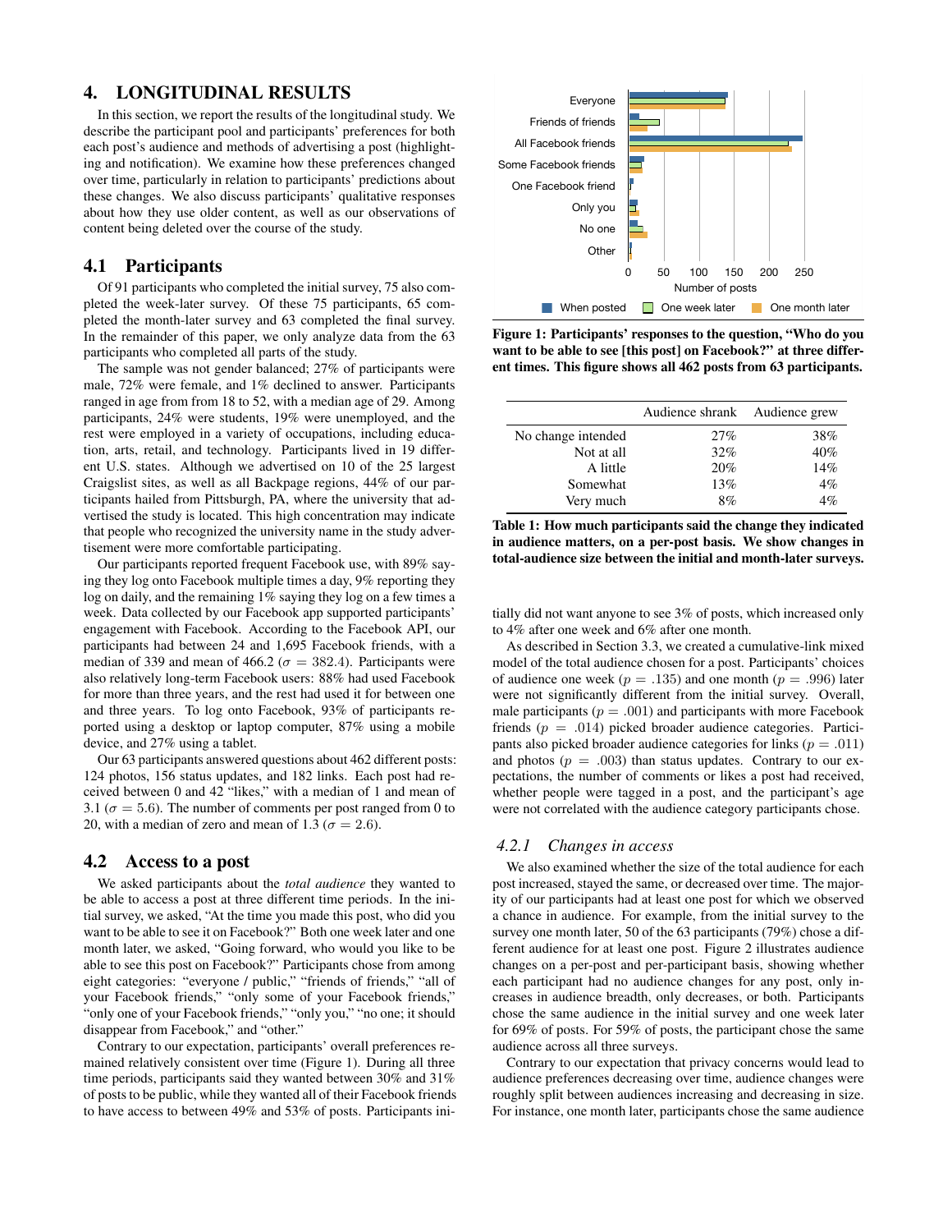## 4. LONGITUDINAL RESULTS

In this section, we report the results of the longitudinal study. We describe the participant pool and participants' preferences for both each post's audience and methods of advertising a post (highlighting and notification). We examine how these preferences changed over time, particularly in relation to participants' predictions about these changes. We also discuss participants' qualitative responses about how they use older content, as well as our observations of content being deleted over the course of the study.

### 4.1 Participants

Of 91 participants who completed the initial survey, 75 also completed the week-later survey. Of these 75 participants, 65 completed the month-later survey and 63 completed the final survey. In the remainder of this paper, we only analyze data from the 63 participants who completed all parts of the study.

The sample was not gender balanced; 27% of participants were male, 72% were female, and 1% declined to answer. Participants ranged in age from from 18 to 52, with a median age of 29. Among participants, 24% were students, 19% were unemployed, and the rest were employed in a variety of occupations, including education, arts, retail, and technology. Participants lived in 19 different U.S. states. Although we advertised on 10 of the 25 largest Craigslist sites, as well as all Backpage regions, 44% of our participants hailed from Pittsburgh, PA, where the university that advertised the study is located. This high concentration may indicate that people who recognized the university name in the study advertisement were more comfortable participating.

Our participants reported frequent Facebook use, with 89% saying they log onto Facebook multiple times a day, 9% reporting they log on daily, and the remaining 1% saying they log on a few times a week. Data collected by our Facebook app supported participants' engagement with Facebook. According to the Facebook API, our participants had between 24 and 1,695 Facebook friends, with a median of 339 and mean of 466.2 ($\sigma = 382.4$). Participants were also relatively long-term Facebook users: 88% had used Facebook for more than three years, and the rest had used it for between one and three years. To log onto Facebook, 93% of participants reported using a desktop or laptop computer, 87% using a mobile device, and 27% using a tablet.

Our 63 participants answered questions about 462 different posts: 124 photos, 156 status updates, and 182 links. Each post had received between 0 and 42 "likes," with a median of 1 and mean of 3.1 ($\sigma = 5.6$). The number of comments per post ranged from 0 to 20, with a median of zero and mean of 1.3 ($\sigma = 2.6$).

### 4.2 Access to a post

We asked participants about the *total audience* they wanted to be able to access a post at three different time periods. In the initial survey, we asked, "At the time you made this post, who did you want to be able to see it on Facebook?" Both one week later and one month later, we asked, "Going forward, who would you like to be able to see this post on Facebook?" Participants chose from among eight categories: "everyone / public," "friends of friends," "all of your Facebook friends," "only some of your Facebook friends," "only one of your Facebook friends," "only you," "no one; it should disappear from Facebook," and "other."

Contrary to our expectation, participants' overall preferences remained relatively consistent over time (Figure 1). During all three time periods, participants said they wanted between 30% and 31% of posts to be public, while they wanted all of their Facebook friends to have access to between 49% and 53% of posts. Participants initially did not want anyone to see 3% of posts, which increased only to 4% after one week and 6% after one month.

**Figure 1: Participants' responses to the question, "Who do you want to be able to see [this post] on Facebook?" at three different times. This figure shows all 462 posts from 63 participants.**

| | Audience shrank | Audience grew |
|---|---|---|
| No change intended | 27% | 38% |
| Not at all | 32% | 40% |
| A little | 20% | 14% |
| Somewhat | 13% | 4% |
| Very much | 8% | 4% |

**Table 1: How much participants said the change they indicated in audience matters, on a per-post basis. We show changes in total-audience size between the initial and month-later surveys.**

As described in Section 3.3, we created a cumulative-link mixed model of the total audience chosen for a post. Participants' choices of audience one week ($p = .135$) and one month ($p = .996$) later were not significantly different from the initial survey. Overall, male participants ($p = .001$) and participants with more Facebook friends ($p = .014$) picked broader audience categories. Participants also picked broader audience categories for links ($p = .011$) and photos ($p = .003$) than status updates. Contrary to our expectations, the number of comments or likes a post had received, whether people were tagged in a post, and the participant's age were not correlated with the audience category participants chose.

#### 4.2.1 Changes in access

We also examined whether the size of the total audience for each post increased, stayed the same, or decreased over time. The majority of our participants had at least one post for which we observed a chance in audience. For example, from the initial survey to the survey one month later, 50 of the 63 participants (79%) chose a different audience for at least one post. Figure 2 illustrates audience changes on a per-post and per-participant basis, showing whether each participant had no audience changes for any post, only increases in audience breadth, only decreases, or both. Participants chose the same audience in the initial survey and one week later for 69% of posts. For 59% of posts, the participant chose the same audience across all three surveys.

Contrary to our expectation that privacy concerns would lead to audience preferences decreasing over time, audience changes were roughly split between audiences increasing and decreasing in size. For instance, one month later, participants chose the same audience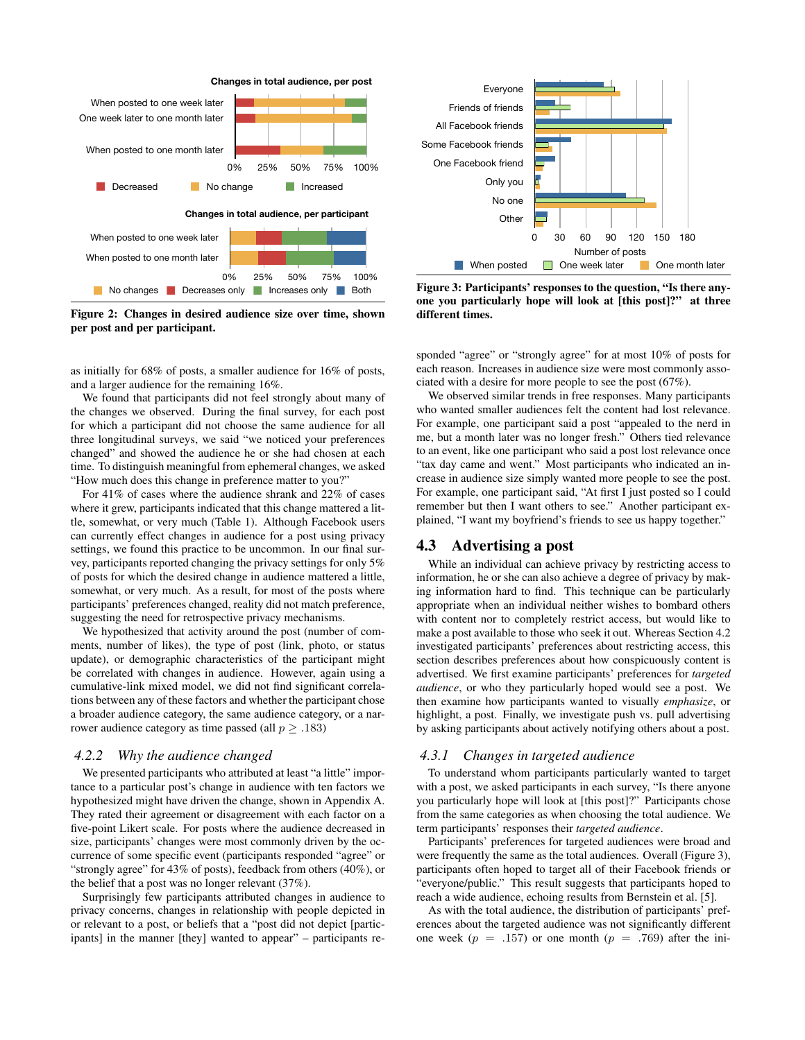Figure 2: Changes in desired audience size over time, shown per post and per participant.

Figure 3: Participants' responses to the question, "Is there anyone you particularly hope will look at [this post]?" at three different times.

as initially for 68% of posts, a smaller audience for 16% of posts, and a larger audience for the remaining 16%.

We found that participants did not feel strongly about many of the changes we observed. During the final survey, for each post for which a participant did not choose the same audience for all three longitudinal surveys, we said "we noticed your preferences changed" and showed the audience he or she had chosen at each time. To distinguish meaningful from ephemeral changes, we asked "How much does this change in preference matter to you?"

For 41% of cases where the audience shrank and 22% of cases where it grew, participants indicated that this change mattered a little, somewhat, or very much (Table 1). Although Facebook users can currently effect changes in audience for a post using privacy settings, we found this practice to be uncommon. In our final survey, participants reported changing the privacy settings for only 5% of posts for which the desired change in audience mattered a little, somewhat, or very much. As a result, for most of the posts where participants' preferences changed, reality did not match preference, suggesting the need for retrospective privacy mechanisms.

We hypothesized that activity around the post (number of comments, number of likes), the type of post (link, photo, or status update), or demographic characteristics of the participant might be correlated with changes in audience. However, again using a cumulative-link mixed model, we did not find significant correlations between any of these factors and whether the participant chose a broader audience category, the same audience category, or a narrower audience category as time passed (all $p \geq .183$)

### 4.2.2 Why the audience changed

We presented participants who attributed at least "a little" importance to a particular post's change in audience with ten factors we hypothesized might have driven the change, shown in Appendix A. They rated their agreement or disagreement with each factor on a five-point Likert scale. For posts where the audience decreased in size, participants' changes were most commonly driven by the occurrence of some specific event (participants responded "agree" or "strongly agree" for 43% of posts), feedback from others (40%), or the belief that a post was no longer relevant (37%).

Surprisingly few participants attributed changes in audience to privacy concerns, changes in relationship with people depicted in or relevant to a post, or beliefs that a "post did not depict [participants] in the manner [they] wanted to appear" – participants responded "agree" or "strongly agree" for at most 10% of posts for each reason. Increases in audience size were most commonly associated with a desire for more people to see the post (67%).

We observed similar trends in free responses. Many participants who wanted smaller audiences felt the content had lost relevance. For example, one participant said a post "appealed to the nerd in me, but a month later was no longer fresh." Others tied relevance to an event, like one participant who said a post lost relevance once "tax day came and went." Most participants who indicated an increase in audience size simply wanted more people to see the post. For example, one participant said, "At first I just posted so I could remember but then I want others to see." Another participant explained, "I want my boyfriend's friends to see us happy together."

## 4.3 Advertising a post

While an individual can achieve privacy by restricting access to information, he or she can also achieve a degree of privacy by making information hard to find. This technique can be particularly appropriate when an individual neither wishes to bombard others with content nor to completely restrict access, but would like to make a post available to those who seek it out. Whereas Section 4.2 investigated participants' preferences about restricting access, this section describes preferences about how conspicuously content is advertised. We first examine participants' preferences for *targeted audience*, or who they particularly hoped would see a post. We then examine how participants wanted to visually *emphasize*, or highlight, a post. Finally, we investigate push vs. pull advertising by asking participants about actively notifying others about a post.

### 4.3.1 Changes in targeted audience

To understand whom participants particularly wanted to target with a post, we asked participants in each survey, "Is there anyone you particularly hope will look at [this post]?" Participants chose from the same categories as when choosing the total audience. We term participants' responses their *targeted audience*.

Participants' preferences for targeted audiences were broad and were frequently the same as the total audiences. Overall (Figure 3), participants often hoped to target all of their Facebook friends or "everyone/public." This result suggests that participants hoped to reach a wide audience, echoing results from Bernstein et al. [5].

As with the total audience, the distribution of participants' preferences about the targeted audience was not significantly different one week ($p = .157$) or one month ($p = .769$) after the ini-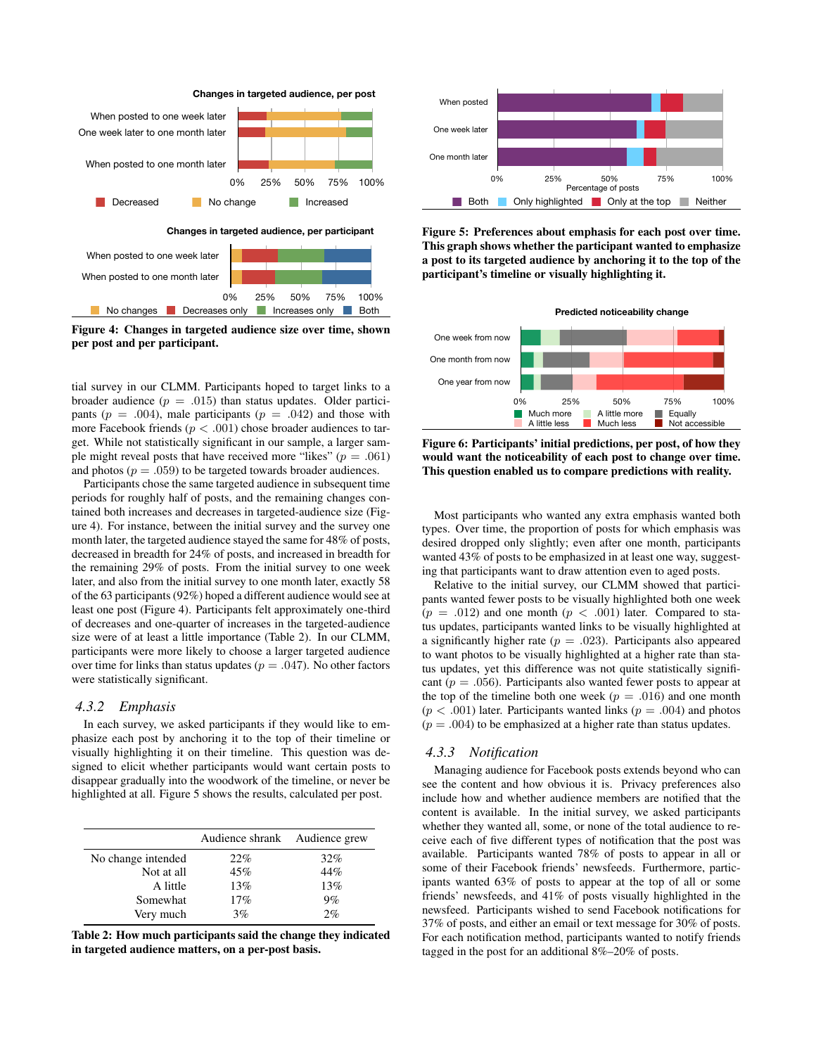**Figure 4: Changes in targeted audience size over time, shown per post and per participant.**

tial survey in our CLMM. Participants hoped to target links to a broader audience ($p = .015$) than status updates. Older participants ($p = .004$), male participants ($p = .042$) and those with more Facebook friends ($p < .001$) chose broader audiences to target. While not statistically significant in our sample, a larger sample might reveal posts that have received more "likes" ($p = .061$) and photos ($p = .059$) to be targeted towards broader audiences.

Participants chose the same targeted audience in subsequent time periods for roughly half of posts, and the remaining changes contained both increases and decreases in targeted-audience size (Figure 4). For instance, between the initial survey and the survey one month later, the targeted audience stayed the same for 48% of posts, decreased in breadth for 24% of posts, and increased in breadth for the remaining 29% of posts. From the initial survey to one week later, and also from the initial survey to one month later, exactly 58 of the 63 participants (92%) hoped a different audience would see at least one post (Figure 4). Participants felt approximately one-third of decreases and one-quarter of increases in the targeted-audience size were of at least a little importance (Table 2). In our CLMM, participants were more likely to choose a larger targeted audience over time for links than status updates ($p = .047$). No other factors were statistically significant.

### 4.3.2 *Emphasis*

In each survey, we asked participants if they would like to emphasize each post by anchoring it to the top of their timeline or visually highlighting it on their timeline. This question was designed to elicit whether participants would want certain posts to disappear gradually into the woodwork of the timeline, or never be highlighted at all. Figure 5 shows the results, calculated per post.

| | Audience shrank | Audience grew |
|---|---|---|
| No change intended | 22% | 32% |
| Not at all | 45% | 44% |
| A little | 13% | 13% |
| Somewhat | 17% | 9% |
| Very much | 3% | 2% |

**Table 2: How much participants said the change they indicated in targeted audience matters, on a per-post basis.**

**Figure 5: Preferences about emphasis for each post over time. This graph shows whether the participant wanted to emphasize a post to its targeted audience by anchoring it to the top of the participant's timeline or visually highlighting it.**

**Figure 6: Participants' initial predictions, per post, of how they would want the noticeability of each post to change over time. This question enabled us to compare predictions with reality.**

Most participants who wanted any extra emphasis wanted both types. Over time, the proportion of posts for which emphasis was desired dropped only slightly; even after one month, participants wanted 43% of posts to be emphasized in at least one way, suggesting that participants want to draw attention even to aged posts.

Relative to the initial survey, our CLMM showed that participants wanted fewer posts to be visually highlighted both one week ($p = .012$) and one month ($p < .001$) later. Compared to status updates, participants wanted links to be visually highlighted at a significantly higher rate ($p = .023$). Participants also appeared to want photos to be visually highlighted at a higher rate than status updates, yet this difference was not quite statistically significant ($p = .056$). Participants also wanted fewer posts to appear at the top of the timeline both one week ($p = .016$) and one month ($p < .001$) later. Participants wanted links ($p = .004$) and photos ($p = .004$) to be emphasized at a higher rate than status updates.

### 4.3.3 *Notification*

Managing audience for Facebook posts extends beyond who can see the content and how obvious it is. Privacy preferences also include how and whether audience members are notified that the content is available. In the initial survey, we asked participants whether they wanted all, some, or none of the total audience to receive each of five different types of notification that the post was available. Participants wanted 78% of posts to appear in all or some of their Facebook friends' newsfeeds. Furthermore, participants wanted 63% of posts to appear at the top of all or some friends' newsfeeds, and 41% of posts visually highlighted in the newsfeed. Participants wished to send Facebook notifications for 37% of posts, and either an email or text message for 30% of posts. For each notification method, participants wanted to notify friends tagged in the post for an additional 8%–20% of posts.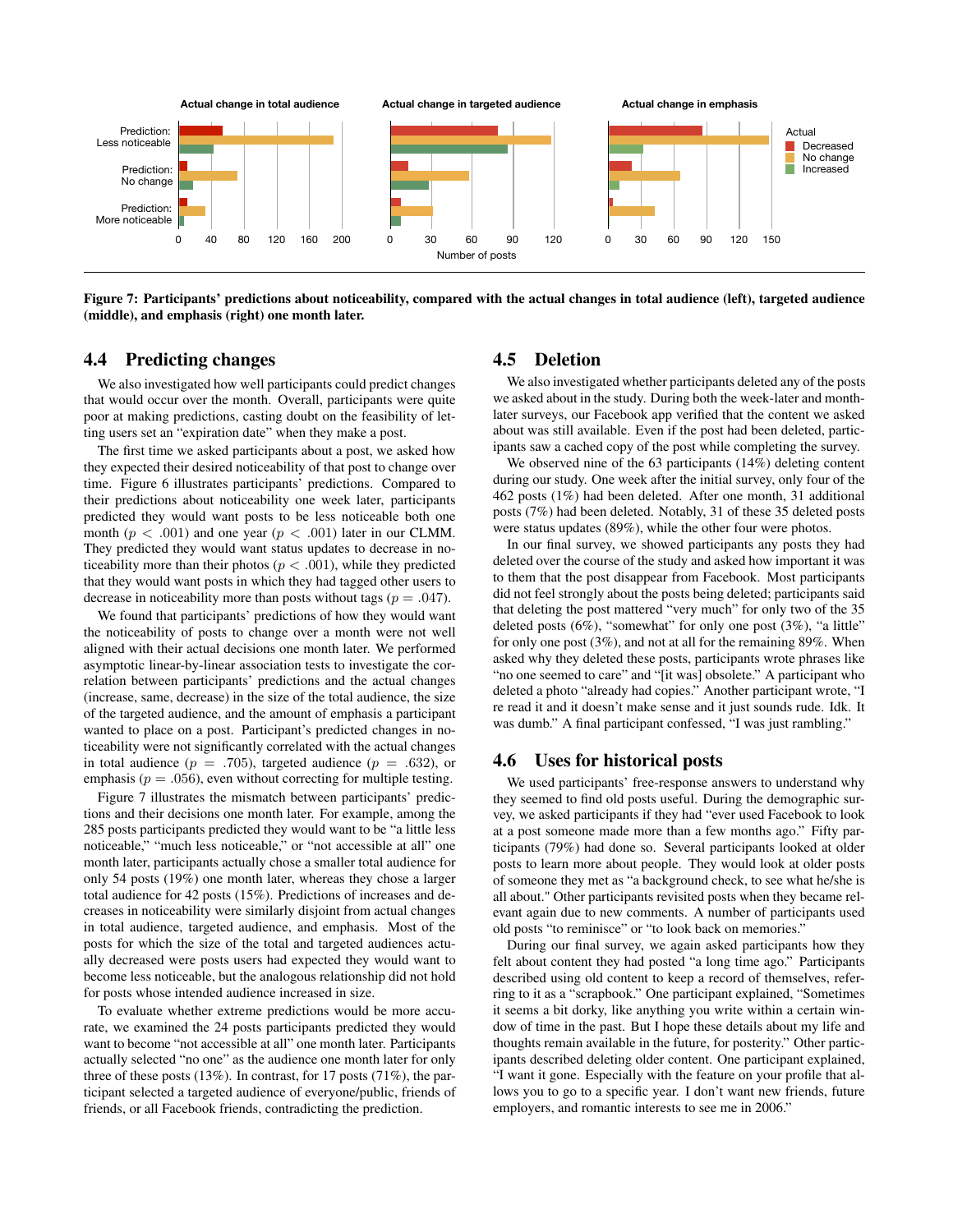Figure 7: Participants' predictions about noticeability, compared with the actual changes in total audience (left), targeted audience (middle), and emphasis (right) one month later.

## 4.4 Predicting changes

We also investigated how well participants could predict changes that would occur over the month. Overall, participants were quite poor at making predictions, casting doubt on the feasibility of letting users set an "expiration date" when they make a post.

The first time we asked participants about a post, we asked how they expected their desired noticeability of that post to change over time. Figure 6 illustrates participants' predictions. Compared to their predictions about noticeability one week later, participants predicted they would want posts to be less noticeable both one month ($p < .001$) and one year ($p < .001$) later in our CLMM. They predicted they would want status updates to decrease in noticeability more than their photos ($p < .001$), while they predicted that they would want posts in which they had tagged other users to decrease in noticeability more than posts without tags ($p = .047$).

We found that participants' predictions of how they would want the noticeability of posts to change over a month were not well aligned with their actual decisions one month later. We performed asymptotic linear-by-linear association tests to investigate the correlation between participants' predictions and the actual changes (increase, same, decrease) in the size of the total audience, the size of the targeted audience, and the amount of emphasis a participant wanted to place on a post. Participant's predicted changes in noticeability were not significantly correlated with the actual changes in total audience ($p = .705$), targeted audience ($p = .632$), or emphasis ($p = .056$), even without correcting for multiple testing.

Figure 7 illustrates the mismatch between participants' predictions and their decisions one month later. For example, among the 285 posts participants predicted they would want to be "a little less noticeable," "much less noticeable," or "not accessible at all" one month later, participants actually chose a smaller total audience for only 54 posts (19%) one month later, whereas they chose a larger total audience for 42 posts (15%). Predictions of increases and decreases in noticeability were similarly disjoint from actual changes in total audience, targeted audience, and emphasis. Most of the posts for which the size of the total and targeted audiences actually decreased were posts users had expected they would want to become less noticeable, but the analogous relationship did not hold for posts whose intended audience increased in size.

To evaluate whether extreme predictions would be more accurate, we examined the 24 posts participants predicted they would want to become "not accessible at all" one month later. Participants actually selected "no one" as the audience one month later for only three of these posts (13%). In contrast, for 17 posts (71%), the participant selected a targeted audience of everyone/public, friends of friends, or all Facebook friends, contradicting the prediction.

## 4.5 Deletion

We also investigated whether participants deleted any of the posts we asked about in the study. During both the week-later and month-later surveys, our Facebook app verified that the content we asked about was still available. Even if the post had been deleted, participants saw a cached copy of the post while completing the survey.

We observed nine of the 63 participants (14%) deleting content during our study. One week after the initial survey, only four of the 462 posts (1%) had been deleted. After one month, 31 additional posts (7%) had been deleted. Notably, 31 of these 35 deleted posts were status updates (89%), while the other four were photos.

In our final survey, we showed participants any posts they had deleted over the course of the study and asked how important it was to them that the post disappear from Facebook. Most participants did not feel strongly about the posts being deleted; participants said that deleting the post mattered "very much" for only two of the 35 deleted posts (6%), "somewhat" for only one post (3%), "a little" for only one post (3%), and not at all for the remaining 89%. When asked why they deleted these posts, participants wrote phrases like "no one seemed to care" and "[it was] obsolete." A participant who deleted a photo "already had copies." Another participant wrote, "I re read it and it doesn't make sense and it just sounds rude. Idk. It was dumb." A final participant confessed, "I was just rambling."

## 4.6 Uses for historical posts

We used participants' free-response answers to understand why they seemed to find old posts useful. During the demographic survey, we asked participants if they had "ever used Facebook to look at a post someone made more than a few months ago." Fifty participants (79%) had done so. Several participants looked at older posts to learn more about people. They would look at older posts as "a background check, to see what he/she is all about." Other participants revisited posts when they became relevant again due to new comments. A number of participants used old posts "to reminisce" or "to look back on memories."

During our final survey, we again asked participants how they felt about content they had posted "a long time ago." Participants described using old content to keep a record of themselves, referring to it as a "scrapbook." One participant explained, "Sometimes it seems a bit dorky, like anything you write within a certain window of time in the past. But I hope these details about my life and thoughts remain available in the future, for posterity." Other participants described deleting older content. One participant explained, "I want it gone. Especially with the feature on your profile that allows you to go to a specific year. I don't want new friends, future employers, and romantic interests to see me in 2006."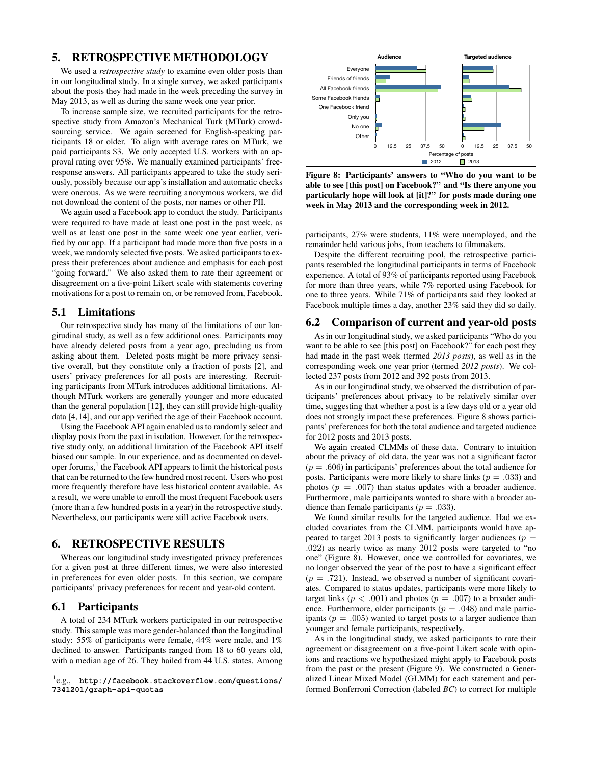## 5. RETROSPECTIVE METHODOLOGY

We used a *retrospective study* to examine even older posts than in our longitudinal study. In a single survey, we asked participants about the posts they had made in the week preceding the survey in May 2013, as well as during the same week one year prior.

To increase sample size, we recruited participants for the retrospective study from Amazon's Mechanical Turk (MTurk) crowdsourcing service. We again screened for English-speaking participants 18 or older. To align with average rates on MTurk, we paid participants \$3. We only accepted U.S. workers with an approval rating over 95%. We manually examined participants' free-response answers. All participants appeared to take the study seriously, possibly because our app's installation and automatic checks were onerous. As we were recruiting anonymous workers, we did not download the content of the posts, nor names or other PII.

We again used a Facebook app to conduct the study. Participants were required to have made at least one post in the past week, as well as at least one post in the same week one year earlier, verified by our app. If a participant had made more than five posts in a week, we randomly selected five posts. We asked participants to express their preferences about audience and emphasis for each post "going forward." We also asked them to rate their agreement or disagreement on a five-point Likert scale with statements covering motivations for a post to remain on, or be removed from, Facebook.

### 5.1 Limitations

Our retrospective study has many of the limitations of our longitudinal study, as well as a few additional ones. Participants may have already deleted posts from a year ago, precluding us from asking about them. Deleted posts might be more privacy sensitive overall, but they constitute only a fraction of posts [2], and users' privacy preferences for all posts are interesting. Recruiting participants from MTurk introduces additional limitations. Although MTurk workers are generally younger and more educated than the general population [12], they can still provide high-quality data [4,14], and our app verified the age of their Facebook account.

Using the Facebook API again enabled us to randomly select and display posts from the past in isolation. However, for the retrospective study only, an additional limitation of the Facebook API itself biased our sample. In our experience, and as documented on developer forums,[1] the Facebook API appears to limit the historical posts that can be returned to the few hundred most recent. Users who post more frequently therefore have less historical content available. As a result, we were unable to enroll the most frequent Facebook users (more than a few hundred posts in a year) in the retrospective study. Nevertheless, our participants were still active Facebook users.

## 6. RETROSPECTIVE RESULTS

Whereas our longitudinal study investigated privacy preferences for a given post at three different times, we were also interested in preferences for even older posts. In this section, we compare participants' privacy preferences for recent and year-old content.

### 6.1 Participants

A total of 234 MTurk workers participated in our retrospective study. This sample was more gender-balanced than the longitudinal study: 55% of participants were female, 44% were male, and 1% declined to answer. Participants ranged from 18 to 60 years old, with a median age of 26. They hailed from 44 U.S. states. Among participants, 27% were students, 11% were unemployed, and the remainder held various jobs, from teachers to filmmakers.

Despite the different recruiting pool, the retrospective participants resembled the longitudinal participants in terms of Facebook experience. A total of 93% of participants reported using Facebook for more than three years, while 7% reported using Facebook for one to three years. While 71% of participants said they looked at Facebook multiple times a day, another 23% said they did so daily.

[1] e.g., `http://facebook.stackoverflow.com/questions/7341201/graph-api-quotas`

**Figure 8: Participants' answers to "Who do you want to be able to see [this post] on Facebook?" and "Is there anyone you particularly hope will look at [it]?" for posts made during one week in May 2013 and the corresponding week in 2012.**

### 6.2 Comparison of current and year-old posts

As in our longitudinal study, we asked participants "Who do you want to be able to see [this post] on Facebook?" for each post they had made in the past week (termed *2013 posts*), as well as in the corresponding week one year prior (termed *2012 posts*). We collected 237 posts from 2012 and 392 posts from 2013.

As in our longitudinal study, we observed the distribution of participants' preferences about privacy to be relatively similar over time, suggesting that whether a post is a few days old or a year old does not strongly impact these preferences. Figure 8 shows participants' preferences for both the total audience and targeted audience for 2012 posts and 2013 posts.

We again created CLMMs of these data. Contrary to intuition about the privacy of old data, the year was not a significant factor ($p = .606$) in participants' preferences about the total audience for posts. Participants were more likely to share links ($p = .033$) and photos ($p = .007$) than status updates with a broader audience. Furthermore, male participants wanted to share with a broader audience than female participants ($p = .033$).

We found similar results for the targeted audience. Had we excluded covariates from the CLMM, participants would have appeared to target 2013 posts to significantly larger audiences ($p = .022$) as nearly twice as many 2012 posts were targeted to "no one" (Figure 8). However, once we controlled for covariates, we no longer observed the year of the post to have a significant effect ($p = .721$). Instead, we observed a number of significant covariates. Compared to status updates, participants were more likely to target links ($p < .001$) and photos ($p = .007$) to a broader audience. Furthermore, older participants ($p = .048$) and male participants ($p = .005$) wanted to target posts to a larger audience than younger and female participants, respectively.

As in the longitudinal study, we asked participants to rate their agreement or disagreement on a five-point Likert scale with opinions and reactions we hypothesized might apply to Facebook posts from the past or the present (Figure 9). We constructed a Generalized Linear Mixed Model (GLMM) for each statement and performed Bonferroni Correction (labeled *BC*) to correct for multiple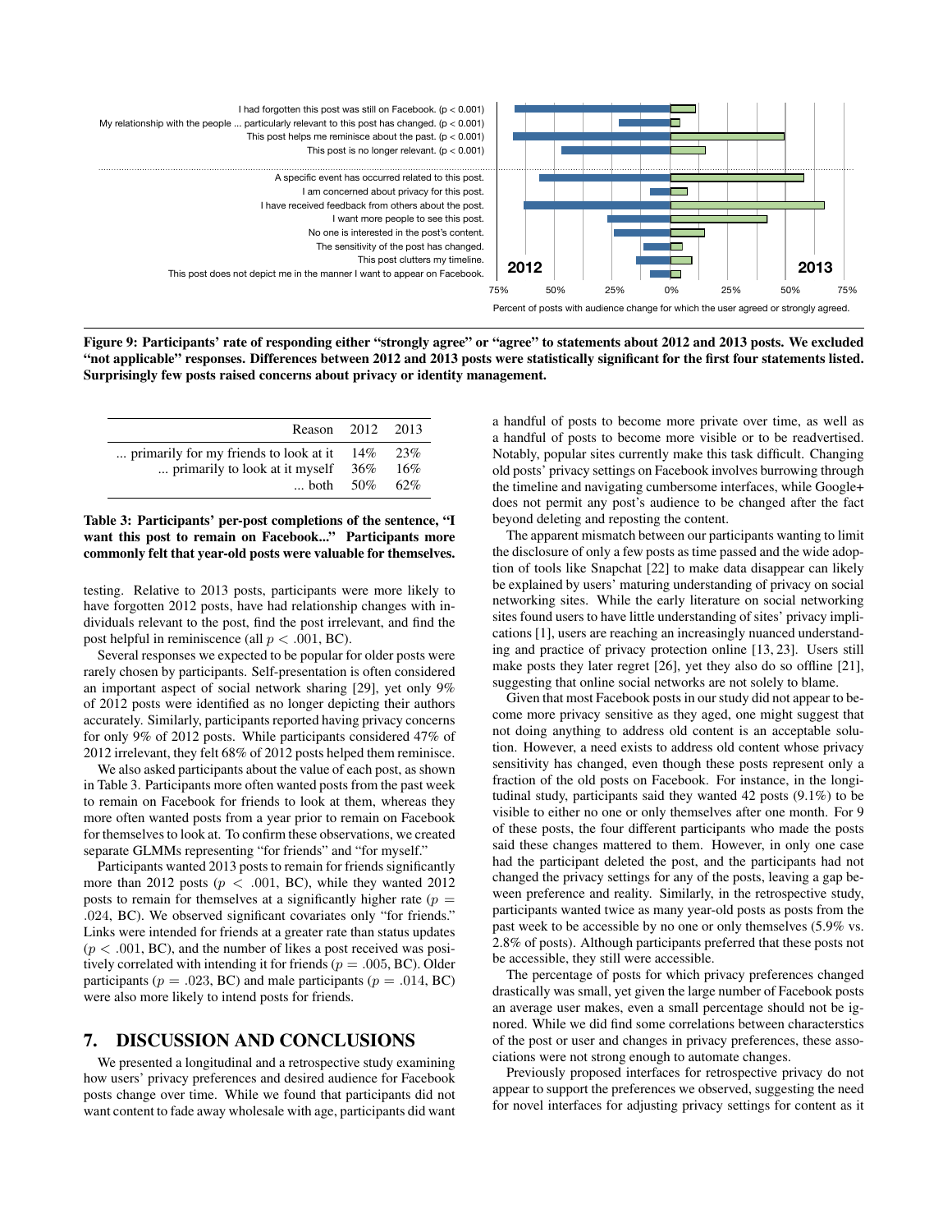Figure 9: Participants' rate of responding either "strongly agree" or "agree" to statements about 2012 and 2013 posts. We excluded "not applicable" responses. Differences between 2012 and 2013 posts were statistically significant for the first four statements listed. Surprisingly few posts raised concerns about privacy or identity management.

| Reason | 2012 | 2013 |
|---|---|---|
| ... primarily for my friends to look at it | 14% | 23% |
| ... primarily to look at it myself | 36% | 16% |
| ... both | 50% | 62% |

**Table 3: Participants' per-post completions of the sentence, "I want this post to remain on Facebook..." Participants more commonly felt that year-old posts were valuable for themselves.**

testing. Relative to 2013 posts, participants were more likely to have forgotten 2012 posts, have had relationship changes with individuals relevant to the post, find the post irrelevant, and find the post helpful in reminiscence (all $p < .001$, BC).

Several responses we expected to be popular for older posts were rarely chosen by participants. Self-presentation is often considered an important aspect of social network sharing [29], yet only 9% of 2012 posts were identified as no longer depicting their authors accurately. Similarly, participants reported having privacy concerns for only 9% of 2012 posts. While participants considered 47% of 2012 irrelevant, they felt 68% of 2012 posts helped them reminisce.

We also asked participants about the value of each post, as shown in Table 3. Participants more often wanted posts from the past week to remain on Facebook for friends to look at them, whereas they more often wanted posts from a year prior to remain on Facebook for themselves to look at. To confirm these observations, we created separate GLMMs representing "for friends" and "for myself."

Participants wanted 2013 posts to remain for friends significantly more than 2012 posts ($p < .001$, BC), while they wanted 2012 posts to remain for themselves at a significantly higher rate ($p = .024$, BC). We observed significant covariates only "for friends." Links were intended for friends at a greater rate than status updates ($p < .001$, BC), and the number of likes a post received was positively correlated with intending it for friends ($p = .005$, BC). Older participants ($p = .023$, BC) and male participants ($p = .014$, BC) were also more likely to intend posts for friends.

## 7. DISCUSSION AND CONCLUSIONS

We presented a longitudinal and a retrospective study examining how users' privacy preferences and desired audience for Facebook posts change over time. While we found that participants did not want content to fade away wholesale with age, participants did want a handful of posts to become more private over time, as well as a handful of posts to become more visible or to be readvertised. Notably, popular sites currently make this task difficult. Changing old posts' privacy settings on Facebook involves burrowing through the timeline and navigating cumbersome interfaces, while Google+ does not permit any post's audience to be changed after the fact beyond deleting and reposting the content.

The apparent mismatch between our participants wanting to limit the disclosure of only a few posts as time passed and the wide adoption of tools like Snapchat [22] to make data disappear can likely be explained by users' maturing understanding of privacy on social networking sites. While the early literature on social networking sites found users to have little understanding of sites' privacy implications [1], users are reaching an increasingly nuanced understanding and practice of privacy protection online [13, 23]. Users still make posts they later regret [26], yet they also do so offline [21], suggesting that online social networks are not solely to blame.

Given that most Facebook posts in our study did not appear to become more privacy sensitive as they aged, one might suggest that not doing anything to address old content is an acceptable solution. However, a need exists to address old content whose privacy sensitivity has changed, even though these posts represent only a fraction of the old posts on Facebook. For instance, in the longitudinal study, participants said they wanted 42 posts (9.1%) to be visible to either no one or only themselves after one month. For 9 of these posts, the four different participants who made the posts said these changes mattered to them. However, in only one case had the participant deleted the post, and the participants had not changed the privacy settings for any of the posts, leaving a gap between preference and reality. Similarly, in the retrospective study, participants wanted twice as many year-old posts as posts from the past week to be accessible by no one or only themselves (5.9% vs. 2.8% of posts). Although participants preferred that these posts not be accessible, they still were accessible.

The percentage of posts for which privacy preferences changed drastically was small, yet given the large number of Facebook posts an average user makes, even a small percentage should not be ignored. While we did find some correlations between characterstics of the post or user and changes in privacy preferences, these associations were not strong enough to automate changes.

Previously proposed interfaces for retrospective privacy do not appear to support the preferences we observed, suggesting the need for novel interfaces for adjusting privacy settings for content as it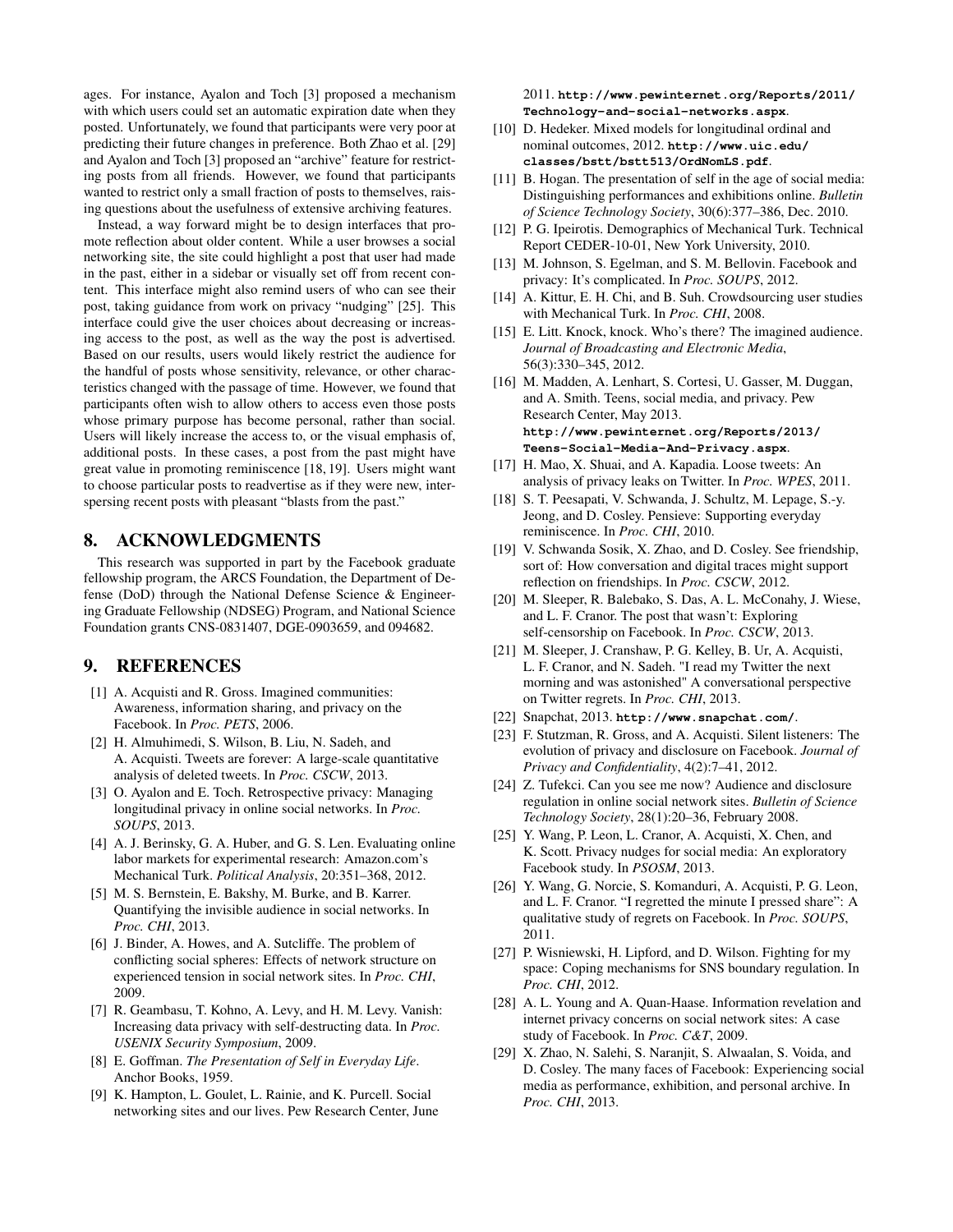ages. For instance, Ayalon and Toch [3] proposed a mechanism with which users could set an automatic expiration date when they posted. Unfortunately, we found that participants were very poor at predicting their future changes in preference. Both Zhao et al. [29] and Ayalon and Toch [3] proposed an "archive" feature for restricting posts from all friends. However, we found that participants wanted to restrict only a small fraction of posts to themselves, raising questions about the usefulness of extensive archiving features.

Instead, a way forward might be to design interfaces that promote reflection about older content. While a user browses a social networking site, the site could highlight a post that user had made in the past, either in a sidebar or visually set off from recent content. This interface might also remind users of who can see their post, taking guidance from work on privacy "nudging" [25]. This interface could give the user choices about decreasing or increasing access to the post, as well as the way the post is advertised. Based on our results, users would likely restrict the audience for the handful of posts whose sensitivity, relevance, or other characteristics changed with the passage of time. However, we found that participants often wish to allow others to access even those posts whose primary purpose has become personal, rather than social. Users will likely increase the access to, or the visual emphasis of, additional posts. In these cases, a post from the past might have great value in promoting reminiscence [18, 19]. Users might want to choose particular posts to readvertise as if they were new, interspersing recent posts with pleasant "blasts from the past."

## 8. ACKNOWLEDGMENTS

This research was supported in part by the Facebook graduate fellowship program, the ARCS Foundation, the Department of Defense (DoD) through the National Defense Science & Engineering Graduate Fellowship (NDSEG) Program, and National Science Foundation grants CNS-0831407, DGE-0903659, and 094682.

## 9. REFERENCES

[1] A. Acquisti and R. Gross. Imagined communities: Awareness, information sharing, and privacy on the Facebook. In *Proc. PETS*, 2006.

[2] H. Almuhimedi, S. Wilson, B. Liu, N. Sadeh, and A. Acquisti. Tweets are forever: A large-scale quantitative analysis of deleted tweets. In *Proc. CSCW*, 2013.

[3] O. Ayalon and E. Toch. Retrospective privacy: Managing longitudinal privacy in online social networks. In *Proc. SOUPS*, 2013.

[4] A. J. Berinsky, G. A. Huber, and G. S. Len. Evaluating online labor markets for experimental research: Amazon.com's Mechanical Turk. *Political Analysis*, 20:351–368, 2012.

[5] M. S. Bernstein, E. Bakshy, M. Burke, and B. Karrer. Quantifying the invisible audience in social networks. In *Proc. CHI*, 2013.

[6] J. Binder, A. Howes, and A. Sutcliffe. The problem of conflicting social spheres: Effects of network structure on experienced tension in social network sites. In *Proc. CHI*, 2009.

[7] R. Geambasu, T. Kohno, A. Levy, and H. M. Levy. Vanish: Increasing data privacy with self-destructing data. In *Proc. USENIX Security Symposium*, 2009.

[8] E. Goffman. *The Presentation of Self in Everyday Life*. Anchor Books, 1959.

[9] K. Hampton, L. Goulet, L. Rainie, and K. Purcell. Social networking sites and our lives. Pew Research Center, June 2011. **http://www.pewinternet.org/Reports/2011/Technology-and-social-networks.aspx**.

[10] D. Hedeker. Mixed models for longitudinal ordinal and nominal outcomes, 2012. **http://www.uic.edu/classes/bstt/bstt513/OrdNomLS.pdf**.

[11] B. Hogan. The presentation of self in the age of social media: Distinguishing performances and exhibitions online. *Bulletin of Science Technology Society*, 30(6):377–386, Dec. 2010.

[12] P. G. Ipeirotis. Demographics of Mechanical Turk. Technical Report CEDER-10-01, New York University, 2010.

[13] M. Johnson, S. Egelman, and S. M. Bellovin. Facebook and privacy: It's complicated. In *Proc. SOUPS*, 2012.

[14] A. Kittur, E. H. Chi, and B. Suh. Crowdsourcing user studies with Mechanical Turk. In *Proc. CHI*, 2008.

[15] E. Litt. Knock, knock. Who's there? The imagined audience. *Journal of Broadcasting and Electronic Media*, 56(3):330–345, 2012.

[16] M. Madden, A. Lenhart, S. Cortesi, U. Gasser, M. Duggan, and A. Smith. Teens, social media, and privacy. Pew Research Center, May 2013. **http://www.pewinternet.org/Reports/2013/Teens-Social-Media-And-Privacy.aspx**.

[17] H. Mao, X. Shuai, and A. Kapadia. Loose tweets: An analysis of privacy leaks on Twitter. In *Proc. WPES*, 2011.

[18] S. T. Peesapati, V. Schwanda, J. Schultz, M. Lepage, S.-y. Jeong, and D. Cosley. Pensieve: Supporting everyday reminiscence. In *Proc. CHI*, 2010.

[19] V. Schwanda Sosik, X. Zhao, and D. Cosley. See friendship, sort of: How conversation and digital traces might support reflection on friendships. In *Proc. CSCW*, 2012.

[20] M. Sleeper, R. Balebako, S. Das, A. L. McConahy, J. Wiese, and L. F. Cranor. The post that wasn't: Exploring self-censorship on Facebook. In *Proc. CSCW*, 2013.

[21] M. Sleeper, J. Cranshaw, P. G. Kelley, B. Ur, A. Acquisti, L. F. Cranor, and N. Sadeh. "I read my Twitter the next morning and was astonished" A conversational perspective on Twitter regrets. In *Proc. CHI*, 2013.

[22] Snapchat, 2013. **http://www.snapchat.com/**.

[23] F. Stutzman, R. Gross, and A. Acquisti. Silent listeners: The evolution of privacy and disclosure on Facebook. *Journal of Privacy and Confidentiality*, 4(2):7–41, 2012.

[24] Z. Tufekci. Can you see me now? Audience and disclosure regulation in online social network sites. *Bulletin of Science Technology Society*, 28(1):20–36, February 2008.

[25] Y. Wang, P. Leon, L. Cranor, A. Acquisti, X. Chen, and K. Scott. Privacy nudges for social media: An exploratory Facebook study. In *PSOSM*, 2013.

[26] Y. Wang, G. Norcie, S. Komanduri, A. Acquisti, P. G. Leon, and L. F. Cranor. "I regretted the minute I pressed share": A qualitative study of regrets on Facebook. In *Proc. SOUPS*, 2011.

[27] P. Wisniewski, H. Lipford, and D. Wilson. Fighting for my space: Coping mechanisms for SNS boundary regulation. In *Proc. CHI*, 2012.

[28] A. L. Young and A. Quan-Haase. Information revelation and internet privacy concerns on social network sites: A case study of Facebook. In *Proc. C&T*, 2009.

[29] X. Zhao, N. Salehi, S. Naranjit, S. Alwaalan, S. Voida, and D. Cosley. The many faces of Facebook: Experiencing social media as performance, exhibition, and personal archive. In *Proc. CHI*, 2013.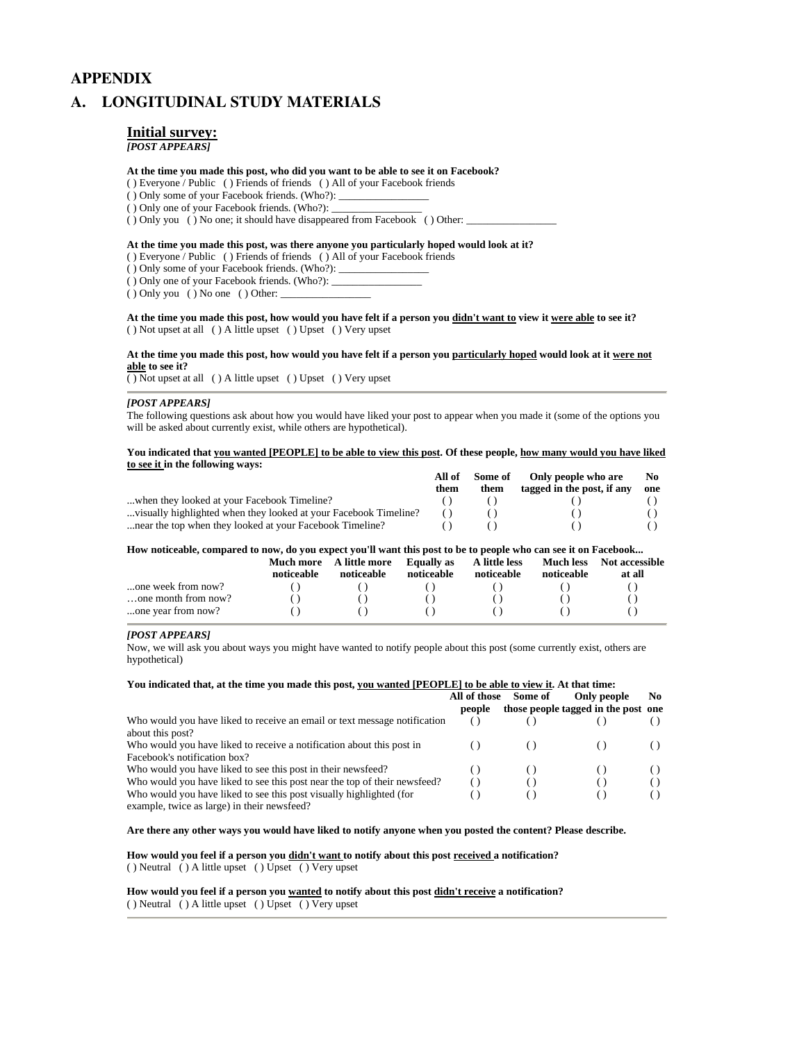# APPENDIX

## A. LONGITUDINAL STUDY MATERIALS

### Initial survey:

***[POST APPEARS]***

**At the time you made this post, who did you want to be able to see it on Facebook?**

( ) Everyone / Public ( ) Friends of friends ( ) All of your Facebook friends
( ) Only some of your Facebook friends. (Who?): ________________
( ) Only one of your Facebook friends. (Who?): ________________
( ) Only you ( ) No one; it should have disappeared from Facebook ( ) Other: ________________

**At the time you made this post, was there anyone you particularly hoped would look at it?**

( ) Everyone / Public ( ) Friends of friends ( ) All of your Facebook friends
( ) Only some of your Facebook friends. (Who?): ________________
( ) Only one of your Facebook friends. (Who?): ________________
( ) Only you ( ) No one ( ) Other: ________________

**At the time you made this post, how would you have felt if a person you <u>didn't want to</u> view it <u>were able</u> to see it?**

( ) Not upset at all ( ) A little upset ( ) Upset ( ) Very upset

**At the time you made this post, how would you have felt if a person you <u>particularly hoped</u> would look at it <u>were not able</u> to see it?**

( ) Not upset at all ( ) A little upset ( ) Upset ( ) Very upset

---

***[POST APPEARS]***

The following questions ask about how you would have liked your post to appear when you made it (some of the options you will be asked about currently exist, while others are hypothetical).

**You indicated that <u>you wanted [PEOPLE] to be able to view this post</u>. Of these people, <u>how many would you have liked to see it</u> in the following ways:**

| | All of them | Some of them | Only people who are tagged in the post, if any | No one |
|---|---|---|---|---|
| ...when they looked at your Facebook Timeline? | ( ) | ( ) | ( ) | ( ) |
| ...visually highlighted when they looked at your Facebook Timeline? | ( ) | ( ) | ( ) | ( ) |
| ...near the top when they looked at your Facebook Timeline? | ( ) | ( ) | ( ) | ( ) |

**How noticeable, compared to now, do you expect you'll want this post to be to people who can see it on Facebook...**

| | Much more noticeable | A little more noticeable | Equally as noticeable | A little less noticeable | Much less noticeable | Not accessible at all |
|---|---|---|---|---|---|---|
| ...one week from now? | ( ) | ( ) | ( ) | ( ) | ( ) | ( ) |
| …one month from now? | ( ) | ( ) | ( ) | ( ) | ( ) | ( ) |
| ...one year from now? | ( ) | ( ) | ( ) | ( ) | ( ) | ( ) |

---

***[POST APPEARS]***

Now, we will ask you about ways you might have wanted to notify people about this post (some currently exist, others are hypothetical)

**You indicated that, at the time you made this post, <u>you wanted [PEOPLE] to be able to view it</u>. At that time:**

| | All of those people | Some of those people | Only people tagged in the post | No one |
|---|---|---|---|---|
| Who would you have liked to receive an email or text message notification about this post? | ( ) | ( ) | ( ) | ( ) |
| Who would you have liked to receive a notification about this post in Facebook's notification box? | ( ) | ( ) | ( ) | ( ) |
| Who would you have liked to see this post in their newsfeed? | ( ) | ( ) | ( ) | ( ) |
| Who would you have liked to see this post near the top of their newsfeed? | ( ) | ( ) | ( ) | ( ) |
| Who would you have liked to see this post visually highlighted (for example, twice as large) in their newsfeed? | ( ) | ( ) | ( ) | ( ) |

**Are there any other ways you would have liked to notify anyone when you posted the content? Please describe.**

**How would you feel if a person you <u>didn't want</u> to notify about this post <u>received</u> a notification?**

( ) Neutral ( ) A little upset ( ) Upset ( ) Very upset

**How would you feel if a person you <u>wanted</u> to notify about this post <u>didn't receive</u> a notification?**

( ) Neutral ( ) A little upset ( ) Upset ( ) Very upset

---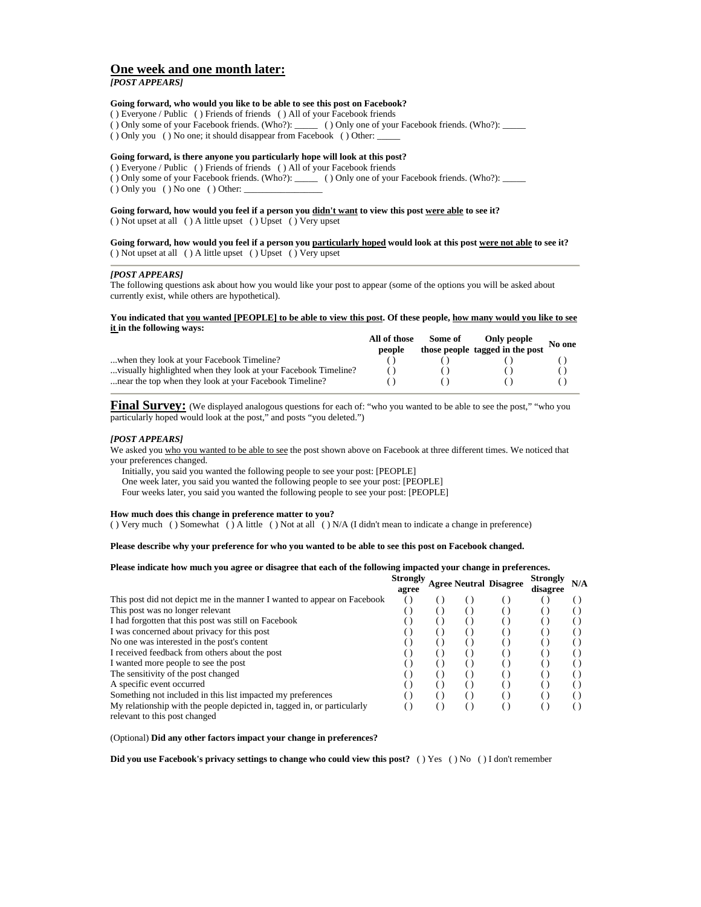## One week and one month later:

*[POST APPEARS]*

**Going forward, who would you like to be able to see this post on Facebook?**
( ) Everyone / Public ( ) Friends of friends ( ) All of your Facebook friends
( ) Only some of your Facebook friends. (Who?): _____ ( ) Only one of your Facebook friends. (Who?): _____
( ) Only you ( ) No one; it should disappear from Facebook ( ) Other: _____

**Going forward, is there anyone you particularly hope will look at this post?**
( ) Everyone / Public ( ) Friends of friends ( ) All of your Facebook friends
( ) Only some of your Facebook friends. (Who?): _____ ( ) Only one of your Facebook friends. (Who?): _____
( ) Only you ( ) No one ( ) Other: ________________

**Going forward, how would you feel if a person you <u>didn't want</u> to view this post <u>were able</u> to see it?**
( ) Not upset at all ( ) A little upset ( ) Upset ( ) Very upset

**Going forward, how would you feel if a person you <u>particularly hoped</u> would look at this post <u>were not able</u> to see it?**
( ) Not upset at all ( ) A little upset ( ) Upset ( ) Very upset

---

*[POST APPEARS]*

The following questions ask about how you would like your post to appear (some of the options you will be asked about currently exist, while others are hypothetical).

**You indicated that <u>you wanted [PEOPLE] to be able to view this post</u>. Of these people, <u>how many would you like to see it</u> in the following ways:**

| | All of those people | Some of those people | Only people tagged in the post | No one |
|---|---|---|---|---|
| ...when they look at your Facebook Timeline? | ( ) | ( ) | ( ) | ( ) |
| ...visually highlighted when they look at your Facebook Timeline? | ( ) | ( ) | ( ) | ( ) |
| ...near the top when they look at your Facebook Timeline? | ( ) | ( ) | ( ) | ( ) |

---

## Final Survey:
(We displayed analogous questions for each of: "who you wanted to be able to see the post," "who you particularly hoped would look at the post," and posts "you deleted.")

*[POST APPEARS]*

We asked you <u>who you wanted to be able to see</u> the post shown above on Facebook at three different times. We noticed that your preferences changed.

Initially, you said you wanted the following people to see your post: [PEOPLE]
One week later, you said you wanted the following people to see your post: [PEOPLE]
Four weeks later, you said you wanted the following people to see your post: [PEOPLE]

**How much does this change in preference matter to you?**
( ) Very much ( ) Somewhat ( ) A little ( ) Not at all ( ) N/A (I didn't mean to indicate a change in preference)

**Please describe why your preference for who you wanted to be able to see this post on Facebook changed.**

**Please indicate how much you agree or disagree that each of the following impacted your change in preferences.**

| | Strongly agree | Agree | Neutral | Disagree | Strongly disagree | N/A |
|---|---|---|---|---|---|---|
| This post did not depict me in the manner I wanted to appear on Facebook | ( ) | ( ) | ( ) | ( ) | ( ) | ( ) |
| This post was no longer relevant | ( ) | ( ) | ( ) | ( ) | ( ) | ( ) |
| I had forgotten that this post was still on Facebook | ( ) | ( ) | ( ) | ( ) | ( ) | ( ) |
| I was concerned about privacy for this post | ( ) | ( ) | ( ) | ( ) | ( ) | ( ) |
| No one was interested in the post's content | ( ) | ( ) | ( ) | ( ) | ( ) | ( ) |
| I received feedback from others about the post | ( ) | ( ) | ( ) | ( ) | ( ) | ( ) |
| I wanted more people to see the post | ( ) | ( ) | ( ) | ( ) | ( ) | ( ) |
| The sensitivity of the post changed | ( ) | ( ) | ( ) | ( ) | ( ) | ( ) |
| A specific event occurred | ( ) | ( ) | ( ) | ( ) | ( ) | ( ) |
| Something not included in this list impacted my preferences | ( ) | ( ) | ( ) | ( ) | ( ) | ( ) |
| My relationship with the people depicted in, tagged in, or particularly relevant to this post changed | ( ) | ( ) | ( ) | ( ) | ( ) | ( ) |

(Optional) **Did any other factors impact your change in preferences?**

**Did you use Facebook's privacy settings to change who could view this post?** ( ) Yes ( ) No ( ) I don't remember